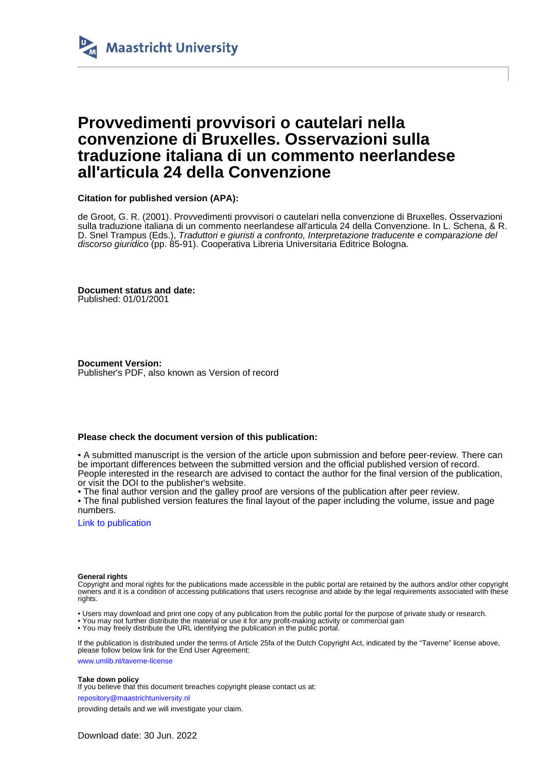Maastricht University

# Provvedimenti provvisori o cautelari nella convenzione di Bruxelles. Osservazioni sulla traduzione italiana di un commento neerlandese all'articula 24 della Convenzione

**Citation for published version (APA):**

de Groot, G. R. (2001). Provvedimenti provvisori o cautelari nella convenzione di Bruxelles. Osservazioni sulla traduzione italiana di un commento neerlandese all'articula 24 della Convenzione. In L. Schena, & R. D. Snel Trampus (Eds.), *Traduttori e giuristi a confronto, Interpretazione traducente e comparazione del discorso giuridico* (pp. 85-91). Cooperativa Libreria Universitaria Editrice Bologna.

**Document status and date:**
Published: 01/01/2001

**Document Version:**
Publisher's PDF, also known as Version of record

**Please check the document version of this publication:**

• A submitted manuscript is the version of the article upon submission and before peer-review. There can be important differences between the submitted version and the official published version of record. People interested in the research are advised to contact the author for the final version of the publication, or visit the DOI to the publisher's website.
• The final author version and the galley proof are versions of the publication after peer review.
• The final published version features the final layout of the paper including the volume, issue and page numbers.

Link to publication

**General rights**
Copyright and moral rights for the publications made accessible in the public portal are retained by the authors and/or other copyright owners and it is a condition of accessing publications that users recognise and abide by the legal requirements associated with these rights.

• Users may download and print one copy of any publication from the public portal for the purpose of private study or research.
• You may not further distribute the material or use it for any profit-making activity or commercial gain
• You may freely distribute the URL identifying the publication in the public portal.

If the publication is distributed under the terms of Article 25fa of the Dutch Copyright Act, indicated by the "Taverne" license above, please follow below link for the End User Agreement:

www.umlib.nl/taverne-license

**Take down policy**
If you believe that this document breaches copyright please contact us at:

repository@maastrichtuniversity.nl

providing details and we will investigate your claim.

Download date: 30 Jun. 2022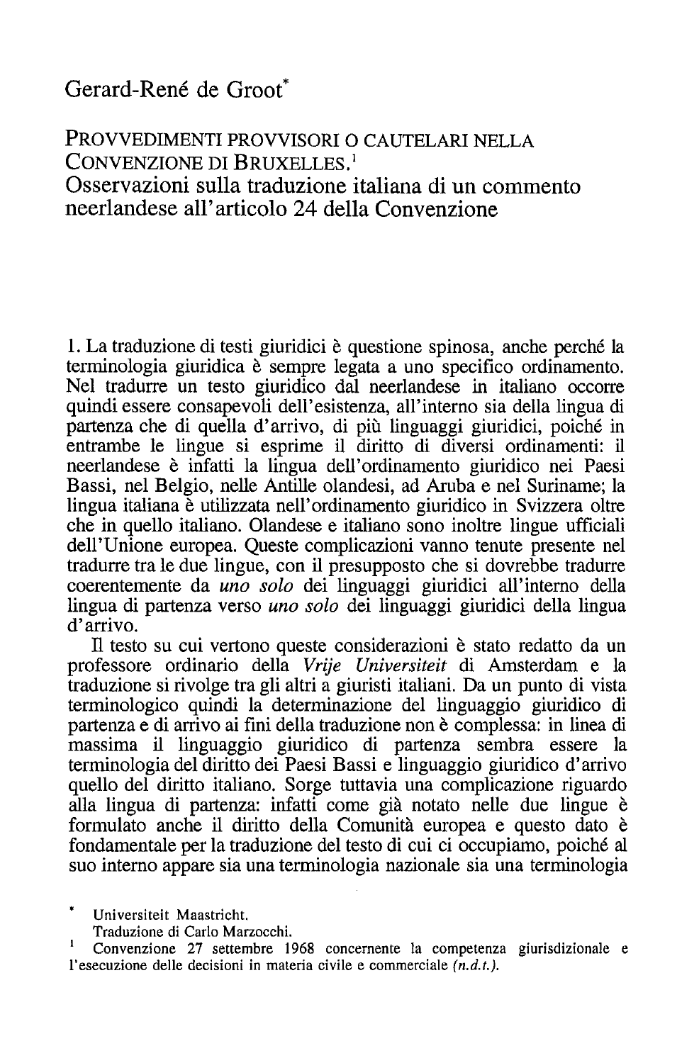Gerard-René de Groot*

# PROVVEDIMENTI PROVVISORI O CAUTELARI NELLA CONVENZIONE DI BRUXELLES.[1]

## Osservazioni sulla traduzione italiana di un commento neerlandese all'articolo 24 della Convenzione

1. La traduzione di testi giuridici è questione spinosa, anche perché la terminologia giuridica è sempre legata a uno specifico ordinamento. Nel tradurre un testo giuridico dal neerlandese in italiano occorre quindi essere consapevoli dell'esistenza, all'interno sia della lingua di partenza che di quella d'arrivo, di più linguaggi giuridici, poiché in entrambe le lingue si esprime il diritto di diversi ordinamenti: il neerlandese è infatti la lingua dell'ordinamento giuridico nei Paesi Bassi, nel Belgio, nelle Antille olandesi, ad Aruba e nel Suriname; la lingua italiana è utilizzata nell'ordinamento giuridico in Svizzera oltre che in quello italiano. Olandese e italiano sono inoltre lingue ufficiali dell'Unione europea. Queste complicazioni vanno tenute presente nel tradurre tra le due lingue, con il presupposto che si dovrebbe tradurre coerentemente da *uno solo* dei linguaggi giuridici all'interno della lingua di partenza verso *uno solo* dei linguaggi giuridici della lingua d'arrivo.

Il testo su cui vertono queste considerazioni è stato redatto da un professore ordinario della *Vrije Universiteit* di Amsterdam e la traduzione si rivolge tra gli altri a giuristi italiani. Da un punto di vista terminologico quindi la determinazione del linguaggio giuridico di partenza e di arrivo ai fini della traduzione non è complessa: in linea di massima il linguaggio giuridico di partenza sembra essere la terminologia del diritto dei Paesi Bassi e linguaggio giuridico d'arrivo quello del diritto italiano. Sorge tuttavia una complicazione riguardo alla lingua di partenza: infatti come già notato nelle due lingue è formulato anche il diritto della Comunità europea e questo dato è fondamentale per la traduzione del testo di cui ci occupiamo, poiché al suo interno appare sia una terminologia nazionale sia una terminologia

\* Universiteit Maastricht.
Traduzione di Carlo Marzocchi.

[1] Convenzione 27 settembre 1968 concernente la competenza giurisdizionale e l'esecuzione delle decisioni in materia civile e commerciale (*n.d.t.*).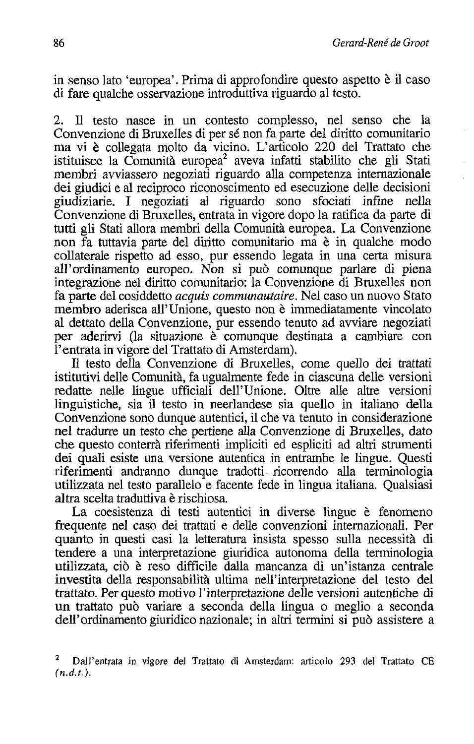in senso lato 'europea'. Prima di approfondire questo aspetto è il caso di fare qualche osservazione introduttiva riguardo al testo.

2. Il testo nasce in un contesto complesso, nel senso che la Convenzione di Bruxelles di per sé non fa parte del diritto comunitario ma vi è collegata molto da vicino. L'articolo 220 del Trattato che istituisce la Comunità europea[2] aveva infatti stabilito che gli Stati membri avviassero negoziati riguardo alla competenza internazionale dei giudici e al reciproco riconoscimento ed esecuzione delle decisioni giudiziarie. I negoziati al riguardo sono sfociati infine nella Convenzione di Bruxelles, entrata in vigore dopo la ratifica da parte di tutti gli Stati allora membri della Comunità europea. La Convenzione non fa tuttavia parte del diritto comunitario ma è in qualche modo collaterale rispetto ad esso, pur essendo legata in una certa misura all'ordinamento europeo. Non si può comunque parlare di piena integrazione nel diritto comunitario: la Convenzione di Bruxelles non fa parte del cosiddetto *acquis communautaire*. Nel caso un nuovo Stato membro aderisca all'Unione, questo non è immediatamente vincolato al dettato della Convenzione, pur essendo tenuto ad avviare negoziati per aderirvi (la situazione è comunque destinata a cambiare con l'entrata in vigore del Trattato di Amsterdam).

Il testo della Convenzione di Bruxelles, come quello dei trattati istitutivi delle Comunità, fa ugualmente fede in ciascuna delle versioni redatte nelle lingue ufficiali dell'Unione. Oltre alle altre versioni linguistiche, sia il testo in neerlandese sia quello in italiano della Convenzione sono dunque autentici, il che va tenuto in considerazione nel tradurre un testo che pertiene alla Convenzione di Bruxelles, dato che questo conterrà riferimenti impliciti ed espliciti ad altri strumenti dei quali esiste una versione autentica in entrambe le lingue. Questi riferimenti andranno dunque tradotti ricorrendo alla terminologia utilizzata nel testo parallelo e facente fede in lingua italiana. Qualsiasi altra scelta traduttiva è rischiosa.

La coesistenza di testi autentici in diverse lingue è fenomeno frequente nel caso dei trattati e delle convenzioni internazionali. Per quanto in questi casi la letteratura insista spesso sulla necessità di tendere a una interpretazione giuridica autonoma della terminologia utilizzata, ciò è reso difficile dalla mancanza di un'istanza centrale investita della responsabilità ultima nell'interpretazione del testo del trattato. Per questo motivo l'interpretazione delle versioni autentiche di un trattato può variare a seconda della lingua o meglio a seconda dell'ordinamento giuridico nazionale; in altri termini si può assistere a

[2] Dall'entrata in vigore del Trattato di Amsterdam: articolo 293 del Trattato CE (*n.d.t.*).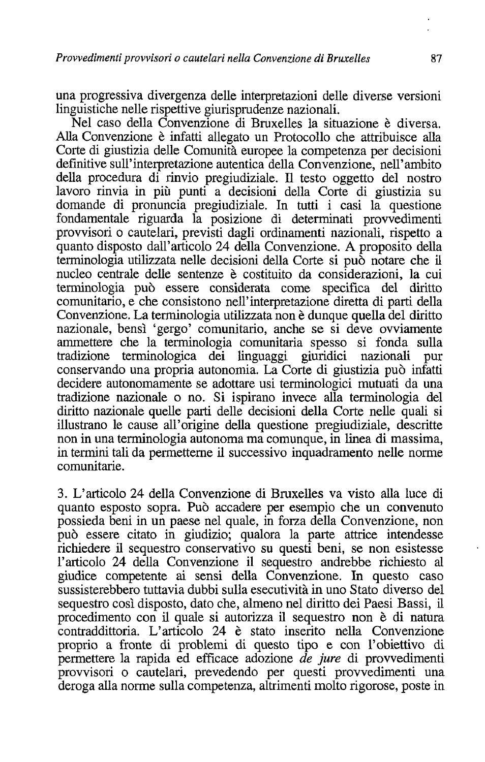una progressiva divergenza delle interpretazioni delle diverse versioni linguistiche nelle rispettive giurisprudenze nazionali.

Nel caso della Convenzione di Bruxelles la situazione è diversa. Alla Convenzione è infatti allegato un Protocollo che attribuisce alla Corte di giustizia delle Comunità europee la competenza per decisioni definitive sull'interpretazione autentica della Convenzione, nell'ambito della procedura di rinvio pregiudiziale. Il testo oggetto del nostro lavoro rinvia in più punti a decisioni della Corte di giustizia su domande di pronuncia pregiudiziale. In tutti i casi la questione fondamentale riguarda la posizione di determinati provvedimenti provvisori o cautelari, previsti dagli ordinamenti nazionali, rispetto a quanto disposto dall'articolo 24 della Convenzione. A proposito della terminologia utilizzata nelle decisioni della Corte si può notare che il nucleo centrale delle sentenze è costituito da considerazioni, la cui terminologia può essere considerata come specifica del diritto comunitario, e che consistono nell'interpretazione diretta di parti della Convenzione. La terminologia utilizzata non è dunque quella del diritto nazionale, bensì 'gergo' comunitario, anche se si deve ovviamente ammettere che la terminologia comunitaria spesso si fonda sulla tradizione terminologica dei linguaggi giuridici nazionali pur conservando una propria autonomia. La Corte di giustizia può infatti decidere autonomamente se adottare usi terminologici mutuati da una tradizione nazionale o no. Si ispirano invece alla terminologia del diritto nazionale quelle parti delle decisioni della Corte nelle quali si illustrano le cause all'origine della questione pregiudiziale, descritte non in una terminologia autonoma ma comunque, in linea di massima, in termini tali da permetterne il successivo inquadramento nelle norme comunitarie.

3. L'articolo 24 della Convenzione di Bruxelles va visto alla luce di quanto esposto sopra. Può accadere per esempio che un convenuto possieda beni in un paese nel quale, in forza della Convenzione, non può essere citato in giudizio; qualora la parte attrice intendesse richiedere il sequestro conservativo su questi beni, se non esistesse l'articolo 24 della Convenzione il sequestro andrebbe richiesto al giudice competente ai sensi della Convenzione. In questo caso sussisterebbero tuttavia dubbi sulla esecutività in uno Stato diverso del sequestro così disposto, dato che, almeno nel diritto dei Paesi Bassi, il procedimento con il quale si autorizza il sequestro non è di natura contraddittoria. L'articolo 24 è stato inserito nella Convenzione proprio a fronte di problemi di questo tipo e con l'obiettivo di permettere la rapida ed efficace adozione *de jure* di provvedimenti provvisori o cautelari, prevedendo per questi provvedimenti una deroga alla norme sulla competenza, altrimenti molto rigorose, poste in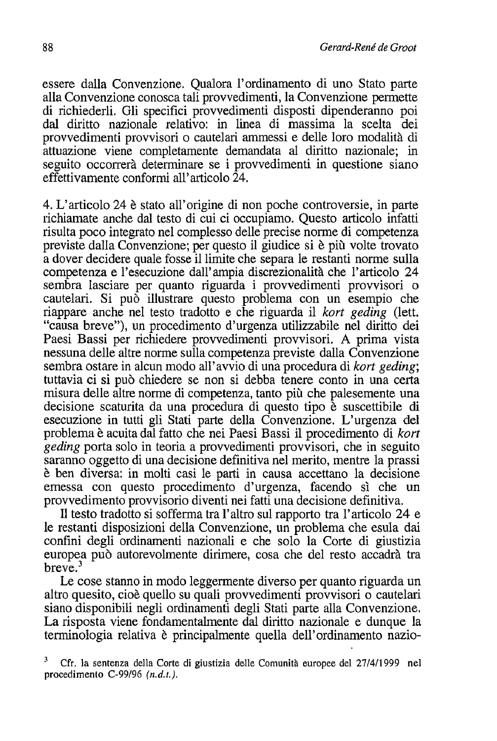essere dalla Convenzione. Qualora l'ordinamento di uno Stato parte alla Convenzione conosca tali provvedimenti, la Convenzione permette di richiederli. Gli specifici provvedimenti disposti dipenderanno poi dal diritto nazionale relativo: in linea di massima la scelta dei provvedimenti provvisori o cautelari ammessi e delle loro modalità di attuazione viene completamente demandata al diritto nazionale; in seguito occorrerà determinare se i provvedimenti in questione siano effettivamente conformi all'articolo 24.

4. L'articolo 24 è stato all'origine di non poche controversie, in parte richiamate anche dal testo di cui ci occupiamo. Questo articolo infatti risulta poco integrato nel complesso delle precise norme di competenza previste dalla Convenzione; per questo il giudice si è più volte trovato a dover decidere quale fosse il limite che separa le restanti norme sulla competenza e l'esecuzione dall'ampia discrezionalità che l'articolo 24 sembra lasciare per quanto riguarda i provvedimenti provvisori o cautelari. Si può illustrare questo problema con un esempio che riappare anche nel testo tradotto e che riguarda il *kort geding* (lett. "causa breve"), un procedimento d'urgenza utilizzabile nel diritto dei Paesi Bassi per richiedere provvedimenti provvisori. A prima vista nessuna delle altre norme sulla competenza previste dalla Convenzione sembra ostare in alcun modo all'avvio di una procedura di *kort geding*; tuttavia ci si può chiedere se non si debba tenere conto in una certa misura delle altre norme di competenza, tanto più che palesemente una decisione scaturita da una procedura di questo tipo è suscettibile di esecuzione in tutti gli Stati parte della Convenzione. L'urgenza del problema è acuita dal fatto che nei Paesi Bassi il procedimento di *kort geding* porta solo in teoria a provvedimenti provvisori, che in seguito saranno oggetto di una decisione definitiva nel merito, mentre la prassi è ben diversa: in molti casi le parti in causa accettano la decisione emessa con questo procedimento d'urgenza, facendo sì che un provvedimento provvisorio diventi nei fatti una decisione definitiva.

Il testo tradotto si sofferma tra l'altro sul rapporto tra l'articolo 24 e le restanti disposizioni della Convenzione, un problema che esula dai confini degli ordinamenti nazionali e che solo la Corte di giustizia europea può autorevolmente dirimere, cosa che del resto accadrà tra breve.[3]

Le cose stanno in modo leggermente diverso per quanto riguarda un altro quesito, cioè quello su quali provvedimenti provvisori o cautelari siano disponibili negli ordinamenti degli Stati parte alla Convenzione. La risposta viene fondamentalmente dal diritto nazionale e dunque la terminologia relativa è principalmente quella dell'ordinamento nazio-

[3] Cfr. la sentenza della Corte di giustizia delle Comunità europee del 27/4/1999 nel procedimento C-99/96 *(n.d.t.)*.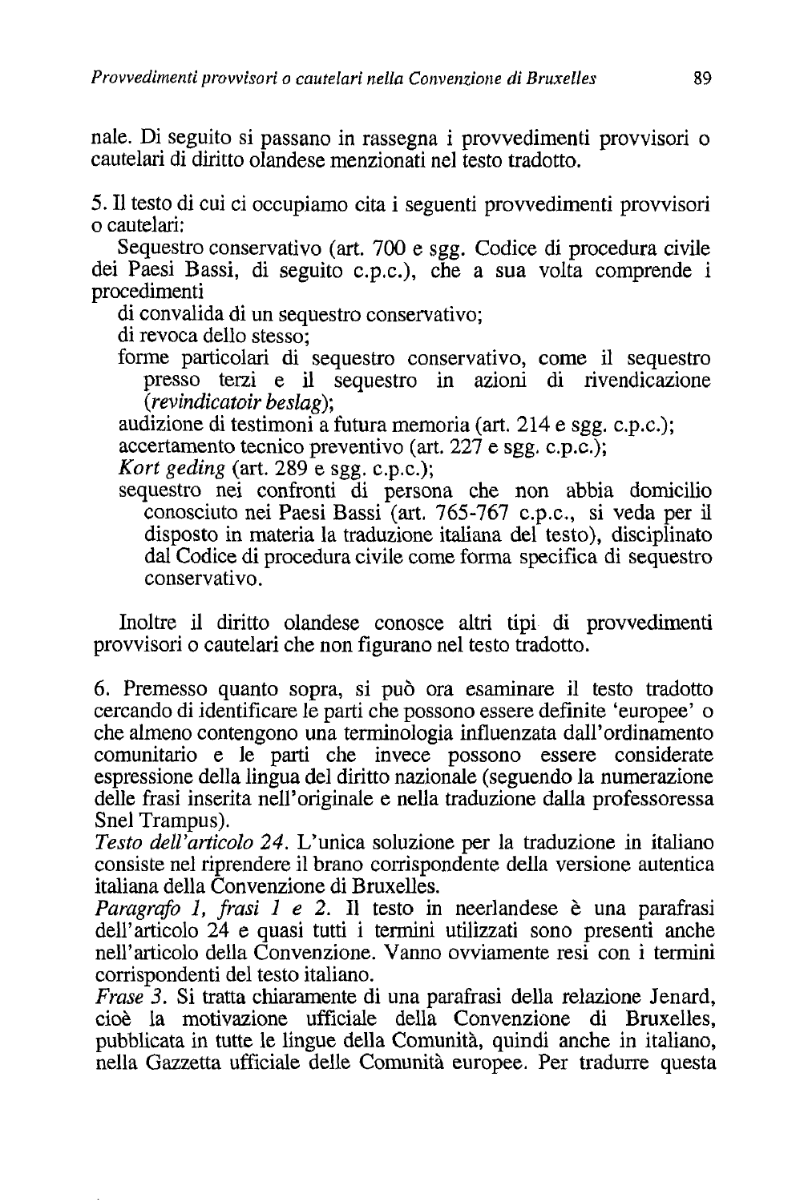nale. Di seguito si passano in rassegna i provvedimenti provvisori o cautelari di diritto olandese menzionati nel testo tradotto.

5. Il testo di cui ci occupiamo cita i seguenti provvedimenti provvisori o cautelari:

Sequestro conservativo (art. 700 e sgg. Codice di procedura civile dei Paesi Bassi, di seguito c.p.c.), che a sua volta comprende i procedimenti

- di convalida di un sequestro conservativo;
- di revoca dello stesso;
- forme particolari di sequestro conservativo, come il sequestro presso terzi e il sequestro in azioni di rivendicazione (*revindicatoir beslag*);
- audizione di testimoni a futura memoria (art. 214 e sgg. c.p.c.);
- accertamento tecnico preventivo (art. 227 e sgg. c.p.c.);
- *Kort geding* (art. 289 e sgg. c.p.c.);
- sequestro nei confronti di persona che non abbia domicilio conosciuto nei Paesi Bassi (art. 765-767 c.p.c., si veda per il disposto in materia la traduzione italiana del testo), disciplinato dal Codice di procedura civile come forma specifica di sequestro conservativo.

Inoltre il diritto olandese conosce altri tipi di provvedimenti provvisori o cautelari che non figurano nel testo tradotto.

6. Premesso quanto sopra, si può ora esaminare il testo tradotto cercando di identificare le parti che possono essere definite 'europee' o che almeno contengono una terminologia influenzata dall'ordinamento comunitario e le parti che invece possono essere considerate espressione della lingua del diritto nazionale (seguendo la numerazione delle frasi inserita nell'originale e nella traduzione dalla professoressa Snel Trampus).

*Testo dell'articolo 24*. L'unica soluzione per la traduzione in italiano consiste nel riprendere il brano corrispondente della versione autentica italiana della Convenzione di Bruxelles.

*Paragrafo 1, frasi 1 e 2*. Il testo in neerlandese è una parafrasi dell'articolo 24 e quasi tutti i termini utilizzati sono presenti anche nell'articolo della Convenzione. Vanno ovviamente resi con i termini corrispondenti del testo italiano.

*Frase 3*. Si tratta chiaramente di una parafrasi della relazione Jenard, cioè la motivazione ufficiale della Convenzione di Bruxelles, pubblicata in tutte le lingue della Comunità, quindi anche in italiano, nella Gazzetta ufficiale delle Comunità europee. Per tradurre questa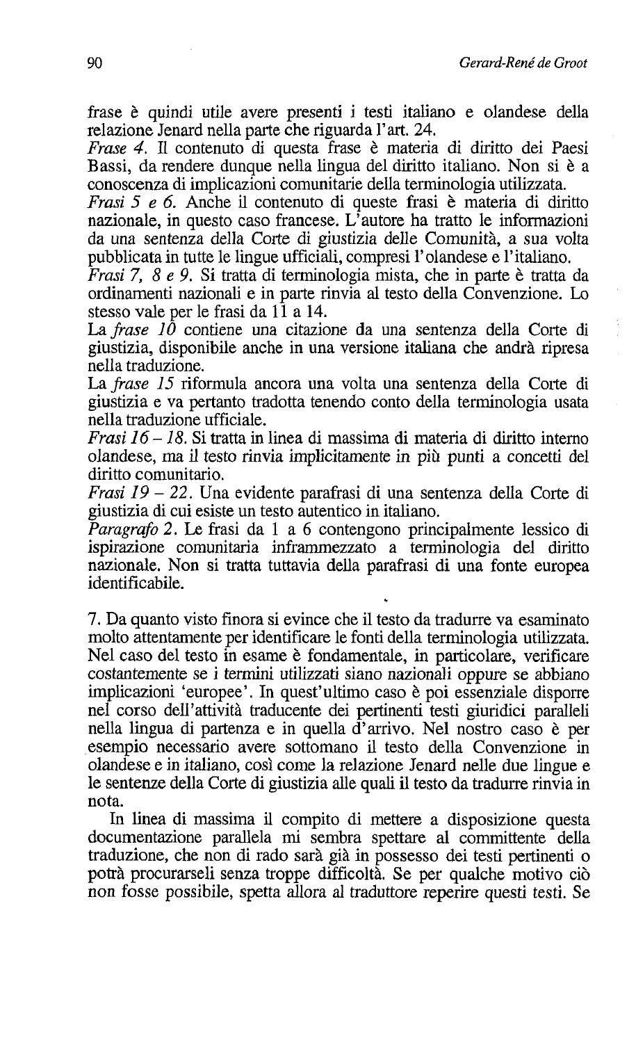frase è quindi utile avere presenti i testi italiano e olandese della relazione Jenard nella parte che riguarda l'art. 24.

*Frase 4*. Il contenuto di questa frase è materia di diritto dei Paesi Bassi, da rendere dunque nella lingua del diritto italiano. Non si è a conoscenza di implicazioni comunitarie della terminologia utilizzata.

*Frasi 5 e 6*. Anche il contenuto di queste frasi è materia di diritto nazionale, in questo caso francese. L'autore ha tratto le informazioni da una sentenza della Corte di giustizia delle Comunità, a sua volta pubblicata in tutte le lingue ufficiali, compresi l'olandese e l'italiano.

*Frasi 7, 8 e 9*. Si tratta di terminologia mista, che in parte è tratta da ordinamenti nazionali e in parte rinvia al testo della Convenzione. Lo stesso vale per le frasi da 11 a 14.

La *frase 10* contiene una citazione da una sentenza della Corte di giustizia, disponibile anche in una versione italiana che andrà ripresa nella traduzione.

La *frase 15* riformula ancora una volta una sentenza della Corte di giustizia e va pertanto tradotta tenendo conto della terminologia usata nella traduzione ufficiale.

*Frasi 16 – 18*. Si tratta in linea di massima di materia di diritto interno olandese, ma il testo rinvia implicitamente in più punti a concetti del diritto comunitario.

*Frasi 19 – 22*. Una evidente parafrasi di una sentenza della Corte di giustizia di cui esiste un testo autentico in italiano.

*Paragrafo 2*. Le frasi da 1 a 6 contengono principalmente lessico di ispirazione comunitaria inframmezzato a terminologia del diritto nazionale. Non si tratta tuttavia della parafrasi di una fonte europea identificabile.

7. Da quanto visto finora si evince che il testo da tradurre va esaminato molto attentamente per identificare le fonti della terminologia utilizzata. Nel caso del testo in esame è fondamentale, in particolare, verificare costantemente se i termini utilizzati siano nazionali oppure se abbiano implicazioni 'europee'. In quest'ultimo caso è poi essenziale disporre nel corso dell'attività traducente dei pertinenti testi giuridici paralleli nella lingua di partenza e in quella d'arrivo. Nel nostro caso è per esempio necessario avere sottomano il testo della Convenzione in olandese e in italiano, così come la relazione Jenard nelle due lingue e le sentenze della Corte di giustizia alle quali il testo da tradurre rinvia in nota.

In linea di massima il compito di mettere a disposizione questa documentazione parallela mi sembra spettare al committente della traduzione, che non di rado sarà già in possesso dei testi pertinenti o potrà procurarseli senza troppe difficoltà. Se per qualche motivo ciò non fosse possibile, spetta allora al traduttore reperire questi testi. Se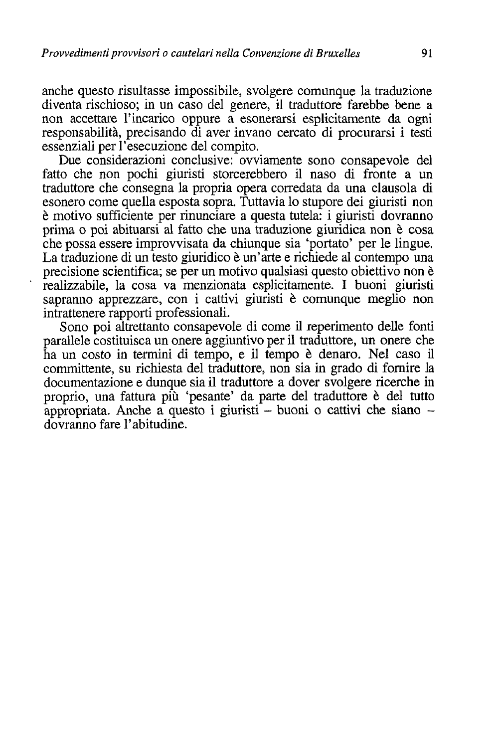anche questo risultasse impossibile, svolgere comunque la traduzione diventa rischioso; in un caso del genere, il traduttore farebbe bene a non accettare l'incarico oppure a esonerarsi esplicitamente da ogni responsabilità, precisando di aver invano cercato di procurarsi i testi essenziali per l'esecuzione del compito.

Due considerazioni conclusive: ovviamente sono consapevole del fatto che non pochi giuristi storcerebbero il naso di fronte a un traduttore che consegna la propria opera corredata da una clausola di esonero come quella esposta sopra. Tuttavia lo stupore dei giuristi non è motivo sufficiente per rinunciare a questa tutela: i giuristi dovranno prima o poi abituarsi al fatto che una traduzione giuridica non è cosa che possa essere improvvisata da chiunque sia 'portato' per le lingue. La traduzione di un testo giuridico è un'arte e richiede al contempo una precisione scientifica; se per un motivo qualsiasi questo obiettivo non è realizzabile, la cosa va menzionata esplicitamente. I buoni giuristi sapranno apprezzare, con i cattivi giuristi è comunque meglio non intrattenere rapporti professionali.

Sono poi altrettanto consapevole di come il reperimento delle fonti parallele costituisca un onere aggiuntivo per il traduttore, un onere che ha un costo in termini di tempo, e il tempo è denaro. Nel caso il committente, su richiesta del traduttore, non sia in grado di fornire la documentazione e dunque sia il traduttore a dover svolgere ricerche in proprio, una fattura più 'pesante' da parte del traduttore è del tutto appropriata. Anche a questo i giuristi – buoni o cattivi che siano – dovranno fare l'abitudine.